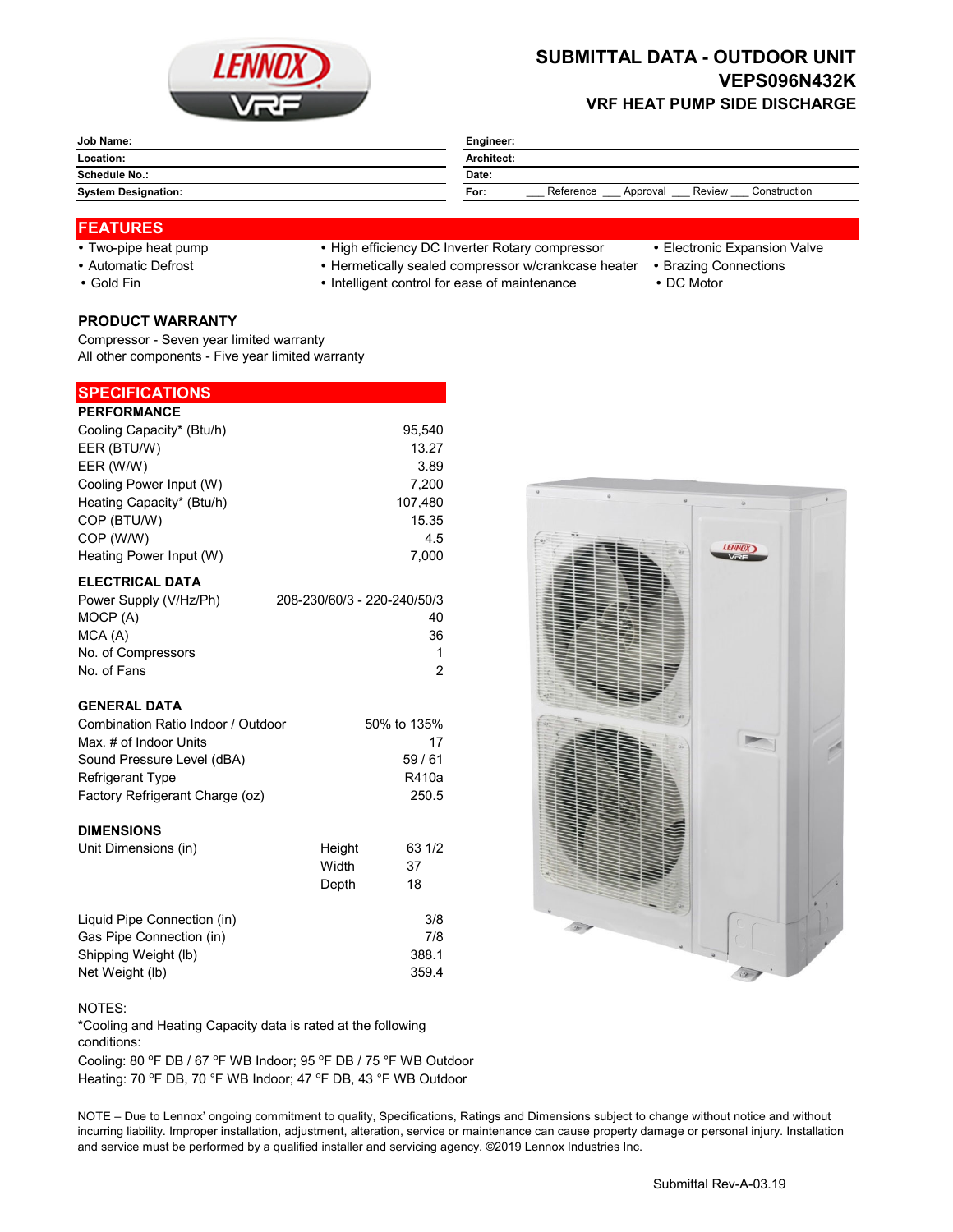# SUBMITTAL DATA - OUTDOOR UNIT

## VEPS096N432K

### VRF HEAT PUMP SIDE DISCHARGE

| Job Name: | Engineer: |
|---|---|
| Location: | Architect: |
| Schedule No.: | Date: |
| System Designation: | For: ___ Reference ___ Approval ___ Review ___ Construction |

## FEATURES

- Two-pipe heat pump
- Automatic Defrost
- Gold Fin
- High efficiency DC Inverter Rotary compressor
- Hermetically sealed compressor w/crankcase heater
- Intelligent control for ease of maintenance
- Electronic Expansion Valve
- Brazing Connections
- DC Motor

### PRODUCT WARRANTY

Compressor - Seven year limited warranty
All other components - Five year limited warranty

## SPECIFICATIONS

### PERFORMANCE

| | |
|---|---|
| Cooling Capacity* (Btu/h) | 95,540 |
| EER (BTU/W) | 13.27 |
| EER (W/W) | 3.89 |
| Cooling Power Input (W) | 7,200 |
| Heating Capacity* (Btu/h) | 107,480 |
| COP (BTU/W) | 15.35 |
| COP (W/W) | 4.5 |
| Heating Power Input (W) | 7,000 |

### ELECTRICAL DATA

| | |
|---|---|
| Power Supply (V/Hz/Ph) | 208-230/60/3 - 220-240/50/3 |
| MOCP (A) | 40 |
| MCA (A) | 36 |
| No. of Compressors | 1 |
| No. of Fans | 2 |

### GENERAL DATA

| | |
|---|---|
| Combination Ratio Indoor / Outdoor | 50% to 135% |
| Max. # of Indoor Units | 17 |
| Sound Pressure Level (dBA) | 59 / 61 |
| Refrigerant Type | R410a |
| Factory Refrigerant Charge (oz) | 250.5 |

### DIMENSIONS

| | | |
|---|---|---|
| Unit Dimensions (in) | Height | 63 1/2 |
| | Width | 37 |
| | Depth | 18 |

| | |
|---|---|
| Liquid Pipe Connection (in) | 3/8 |
| Gas Pipe Connection (in) | 7/8 |
| Shipping Weight (lb) | 388.1 |
| Net Weight (lb) | 359.4 |

NOTES:
*Cooling and Heating Capacity data is rated at the following conditions:
Cooling: 80 °F DB / 67 °F WB Indoor; 95 °F DB / 75 °F WB Outdoor
Heating: 70 °F DB, 70 °F WB Indoor; 47 °F DB, 43 °F WB Outdoor

NOTE – Due to Lennox' ongoing commitment to quality, Specifications, Ratings and Dimensions subject to change without notice and without incurring liability. Improper installation, adjustment, alteration, service or maintenance can cause property damage or personal injury. Installation and service must be performed by a qualified installer and servicing agency. ©2019 Lennox Industries Inc.

Submittal Rev-A-03.19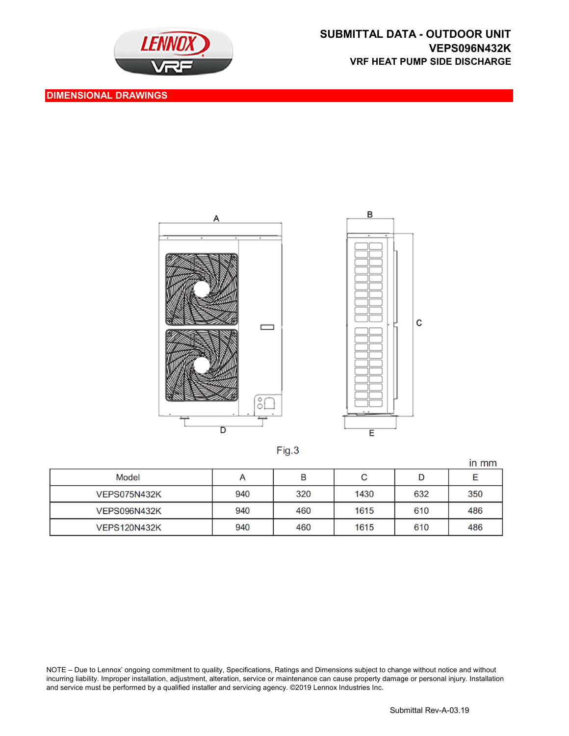# SUBMITTAL DATA - OUTDOOR UNIT
## VEPS096N432K
### VRF HEAT PUMP SIDE DISCHARGE

## DIMENSIONAL DRAWINGS

A

B

C

D

E

Fig.3

in mm

| Model | A | B | C | D | E |
|---|---|---|---|---|---|
| VEPS075N432K | 940 | 320 | 1430 | 632 | 350 |
| VEPS096N432K | 940 | 460 | 1615 | 610 | 486 |
| VEPS120N432K | 940 | 460 | 1615 | 610 | 486 |

NOTE – Due to Lennox' ongoing commitment to quality, Specifications, Ratings and Dimensions subject to change without notice and without incurring liability. Improper installation, adjustment, alteration, service or maintenance can cause property damage or personal injury. Installation and service must be performed by a qualified installer and servicing agency. ©2019 Lennox Industries Inc.

Submittal Rev-A-03.19